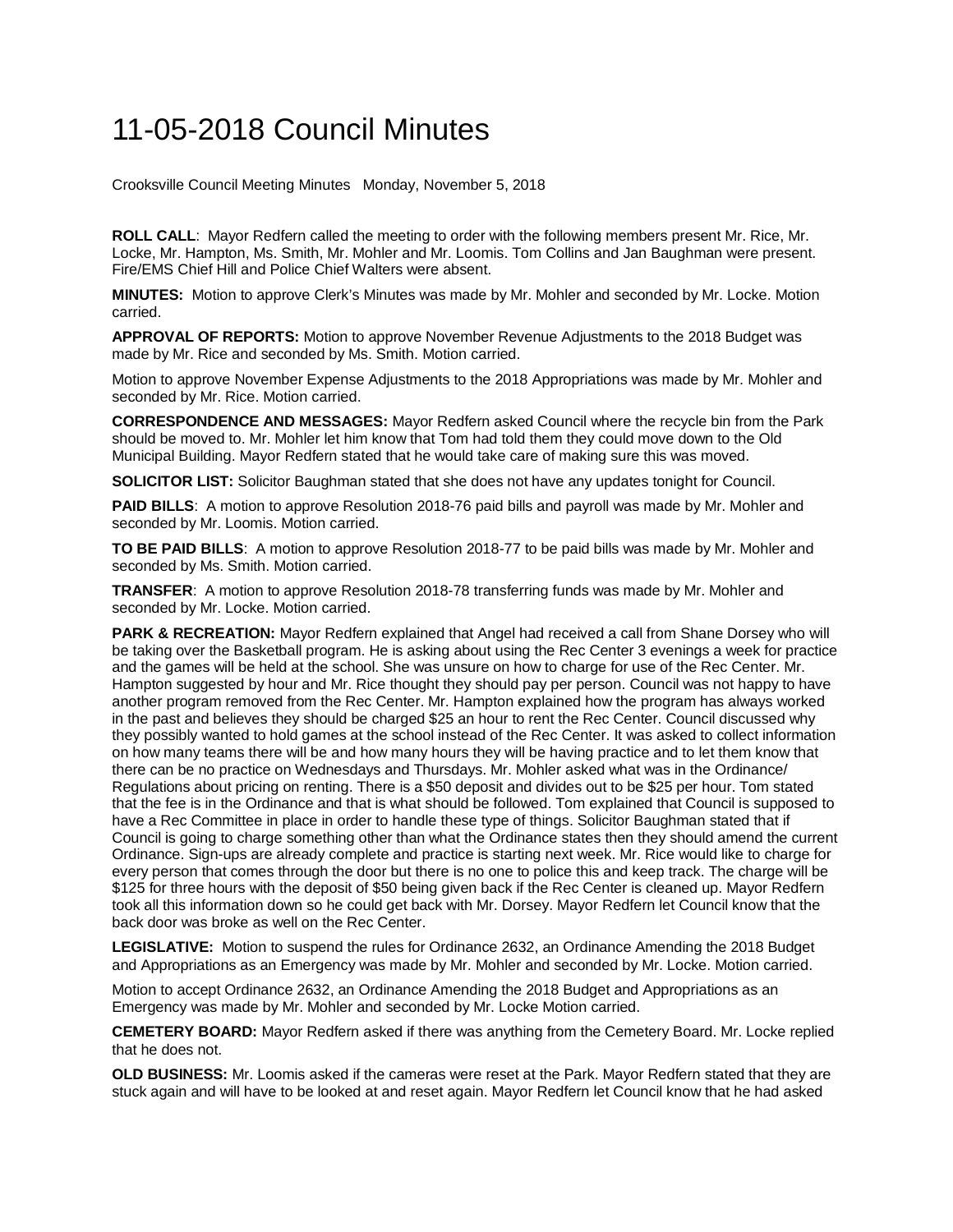# 11-05-2018 Council Minutes

Crooksville Council Meeting Minutes Monday, November 5, 2018

**ROLL CALL**: Mayor Redfern called the meeting to order with the following members present Mr. Rice, Mr. Locke, Mr. Hampton, Ms. Smith, Mr. Mohler and Mr. Loomis. Tom Collins and Jan Baughman were present. Fire/EMS Chief Hill and Police Chief Walters were absent.

**MINUTES:** Motion to approve Clerk's Minutes was made by Mr. Mohler and seconded by Mr. Locke. Motion carried.

**APPROVAL OF REPORTS:** Motion to approve November Revenue Adjustments to the 2018 Budget was made by Mr. Rice and seconded by Ms. Smith. Motion carried.

Motion to approve November Expense Adjustments to the 2018 Appropriations was made by Mr. Mohler and seconded by Mr. Rice. Motion carried.

**CORRESPONDENCE AND MESSAGES:** Mayor Redfern asked Council where the recycle bin from the Park should be moved to. Mr. Mohler let him know that Tom had told them they could move down to the Old Municipal Building. Mayor Redfern stated that he would take care of making sure this was moved.

**SOLICITOR LIST:** Solicitor Baughman stated that she does not have any updates tonight for Council.

**PAID BILLS**: A motion to approve Resolution 2018-76 paid bills and payroll was made by Mr. Mohler and seconded by Mr. Loomis. Motion carried.

**TO BE PAID BILLS**: A motion to approve Resolution 2018-77 to be paid bills was made by Mr. Mohler and seconded by Ms. Smith. Motion carried.

**TRANSFER**: A motion to approve Resolution 2018-78 transferring funds was made by Mr. Mohler and seconded by Mr. Locke. Motion carried.

**PARK & RECREATION:** Mayor Redfern explained that Angel had received a call from Shane Dorsey who will be taking over the Basketball program. He is asking about using the Rec Center 3 evenings a week for practice and the games will be held at the school. She was unsure on how to charge for use of the Rec Center. Mr. Hampton suggested by hour and Mr. Rice thought they should pay per person. Council was not happy to have another program removed from the Rec Center. Mr. Hampton explained how the program has always worked in the past and believes they should be charged $25 an hour to rent the Rec Center. Council discussed why they possibly wanted to hold games at the school instead of the Rec Center. It was asked to collect information on how many teams there will be and how many hours they will be having practice and to let them know that there can be no practice on Wednesdays and Thursdays. Mr. Mohler asked what was in the Ordinance/ Regulations about pricing on renting. There is a $50 deposit and divides out to be $25 per hour. Tom stated that the fee is in the Ordinance and that is what should be followed. Tom explained that Council is supposed to have a Rec Committee in place in order to handle these type of things. Solicitor Baughman stated that if Council is going to charge something other than what the Ordinance states then they should amend the current Ordinance. Sign-ups are already complete and practice is starting next week. Mr. Rice would like to charge for every person that comes through the door but there is no one to police this and keep track. The charge will be $125 for three hours with the deposit of $50 being given back if the Rec Center is cleaned up. Mayor Redfern took all this information down so he could get back with Mr. Dorsey. Mayor Redfern let Council know that the back door was broke as well on the Rec Center.

**LEGISLATIVE:** Motion to suspend the rules for Ordinance 2632, an Ordinance Amending the 2018 Budget and Appropriations as an Emergency was made by Mr. Mohler and seconded by Mr. Locke. Motion carried.

Motion to accept Ordinance 2632, an Ordinance Amending the 2018 Budget and Appropriations as an Emergency was made by Mr. Mohler and seconded by Mr. Locke Motion carried.

**CEMETERY BOARD:** Mayor Redfern asked if there was anything from the Cemetery Board. Mr. Locke replied that he does not.

**OLD BUSINESS:** Mr. Loomis asked if the cameras were reset at the Park. Mayor Redfern stated that they are stuck again and will have to be looked at and reset again. Mayor Redfern let Council know that he had asked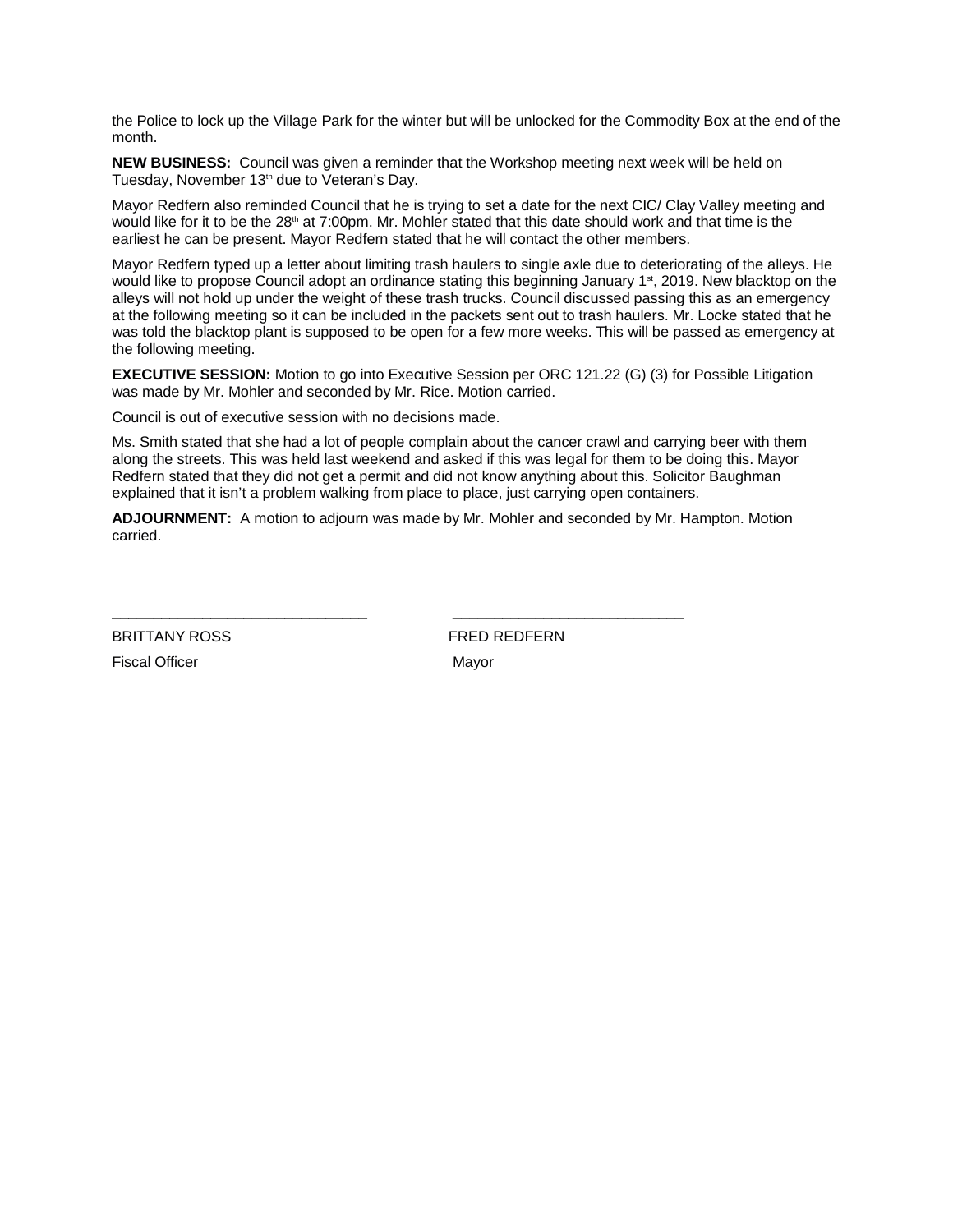the Police to lock up the Village Park for the winter but will be unlocked for the Commodity Box at the end of the month.

**NEW BUSINESS:** Council was given a reminder that the Workshop meeting next week will be held on Tuesday, November 13th due to Veteran's Day.

Mayor Redfern also reminded Council that he is trying to set a date for the next CIC/ Clay Valley meeting and would like for it to be the 28th at 7:00pm. Mr. Mohler stated that this date should work and that time is the earliest he can be present. Mayor Redfern stated that he will contact the other members.

Mayor Redfern typed up a letter about limiting trash haulers to single axle due to deteriorating of the alleys. He would like to propose Council adopt an ordinance stating this beginning January 1st, 2019. New blacktop on the alleys will not hold up under the weight of these trash trucks. Council discussed passing this as an emergency at the following meeting so it can be included in the packets sent out to trash haulers. Mr. Locke stated that he was told the blacktop plant is supposed to be open for a few more weeks. This will be passed as emergency at the following meeting.

**EXECUTIVE SESSION:** Motion to go into Executive Session per ORC 121.22 (G) (3) for Possible Litigation was made by Mr. Mohler and seconded by Mr. Rice. Motion carried.

Council is out of executive session with no decisions made.

Ms. Smith stated that she had a lot of people complain about the cancer crawl and carrying beer with them along the streets. This was held last weekend and asked if this was legal for them to be doing this. Mayor Redfern stated that they did not get a permit and did not know anything about this. Solicitor Baughman explained that it isn't a problem walking from place to place, just carrying open containers.

**ADJOURNMENT:** A motion to adjourn was made by Mr. Mohler and seconded by Mr. Hampton. Motion carried.

\_\_\_\_\_\_\_\_\_\_\_\_\_\_\_\_\_\_\_\_\_\_\_\_\_\_\_\_\_\_ \_\_\_\_\_\_\_\_\_\_\_\_\_\_\_\_\_\_\_\_\_\_\_\_\_\_\_\_

BRITTANY ROSS
Fiscal Officer

FRED REDFERN
Mayor